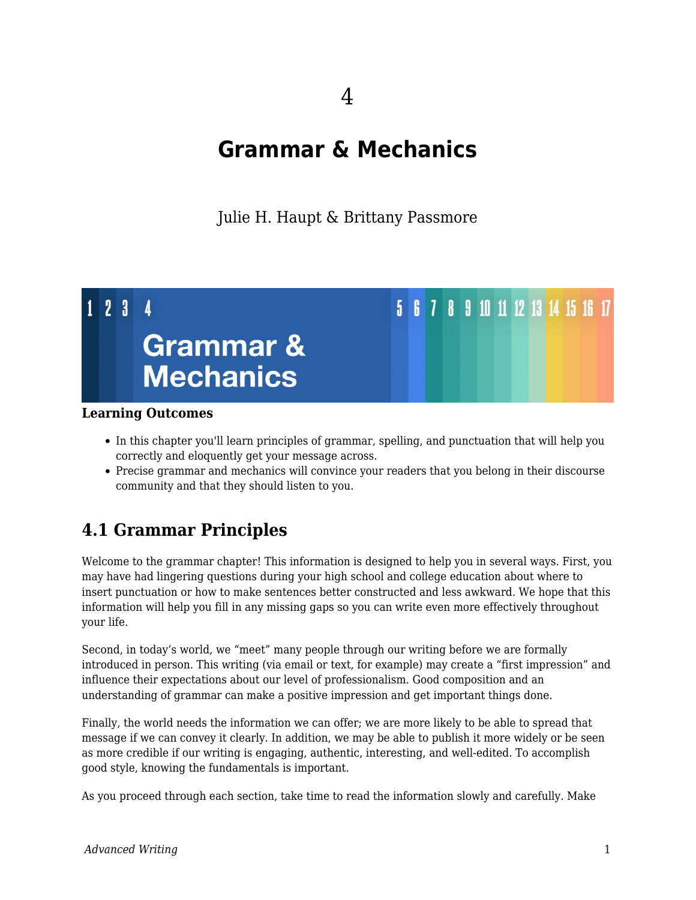4

# Grammar & Mechanics

Julie H. Haupt & Brittany Passmore

**Learning Outcomes**

- In this chapter you'll learn principles of grammar, spelling, and punctuation that will help you correctly and eloquently get your message across.
- Precise grammar and mechanics will convince your readers that you belong in their discourse community and that they should listen to you.

## 4.1 Grammar Principles

Welcome to the grammar chapter! This information is designed to help you in several ways. First, you may have had lingering questions during your high school and college education about where to insert punctuation or how to make sentences better constructed and less awkward. We hope that this information will help you fill in any missing gaps so you can write even more effectively throughout your life.

Second, in today's world, we "meet" many people through our writing before we are formally introduced in person. This writing (via email or text, for example) may create a "first impression" and influence their expectations about our level of professionalism. Good composition and an understanding of grammar can make a positive impression and get important things done.

Finally, the world needs the information we can offer; we are more likely to be able to spread that message if we can convey it clearly. In addition, we may be able to publish it more widely or be seen as more credible if our writing is engaging, authentic, interesting, and well-edited. To accomplish good style, knowing the fundamentals is important.

As you proceed through each section, take time to read the information slowly and carefully. Make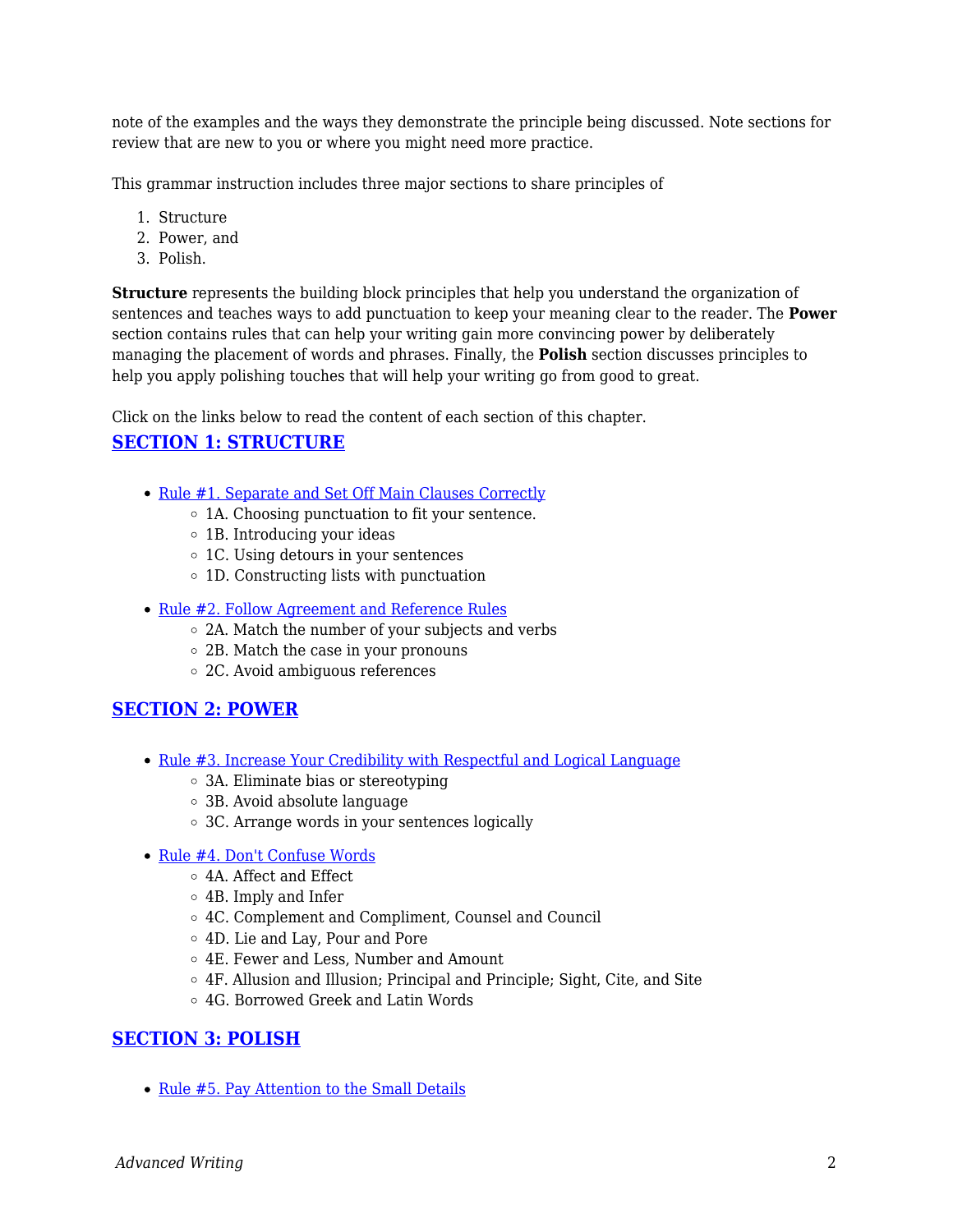note of the examples and the ways they demonstrate the principle being discussed. Note sections for review that are new to you or where you might need more practice.

This grammar instruction includes three major sections to share principles of

1. Structure
2. Power, and
3. Polish.

**Structure** represents the building block principles that help you understand the organization of sentences and teaches ways to add punctuation to keep your meaning clear to the reader. The **Power** section contains rules that can help your writing gain more convincing power by deliberately managing the placement of words and phrases. Finally, the **Polish** section discusses principles to help you apply polishing touches that will help your writing go from good to great.

Click on the links below to read the content of each section of this chapter.

## SECTION 1: STRUCTURE

- Rule #1. Separate and Set Off Main Clauses Correctly
  - 1A. Choosing punctuation to fit your sentence.
  - 1B. Introducing your ideas
  - 1C. Using detours in your sentences
  - 1D. Constructing lists with punctuation
- Rule #2. Follow Agreement and Reference Rules
  - 2A. Match the number of your subjects and verbs
  - 2B. Match the case in your pronouns
  - 2C. Avoid ambiguous references

## SECTION 2: POWER

- Rule #3. Increase Your Credibility with Respectful and Logical Language
  - 3A. Eliminate bias or stereotyping
  - 3B. Avoid absolute language
  - 3C. Arrange words in your sentences logically
- Rule #4. Don't Confuse Words
  - 4A. Affect and Effect
  - 4B. Imply and Infer
  - 4C. Complement and Compliment, Counsel and Council
  - 4D. Lie and Lay, Pour and Pore
  - 4E. Fewer and Less, Number and Amount
  - 4F. Allusion and Illusion; Principal and Principle; Sight, Cite, and Site
  - 4G. Borrowed Greek and Latin Words

## SECTION 3: POLISH

- Rule #5. Pay Attention to the Small Details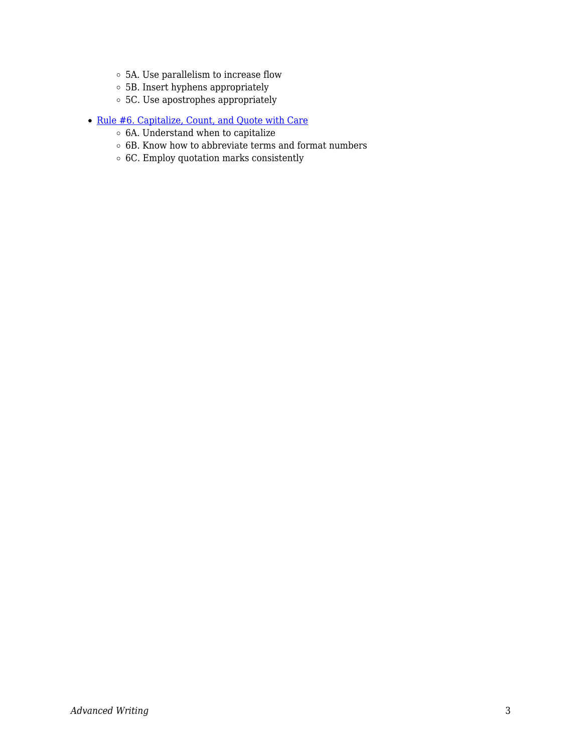- 5A. Use parallelism to increase flow
    - 5B. Insert hyphens appropriately
    - 5C. Use apostrophes appropriately

- Rule #6. Capitalize, Count, and Quote with Care
    - 6A. Understand when to capitalize
    - 6B. Know how to abbreviate terms and format numbers
    - 6C. Employ quotation marks consistently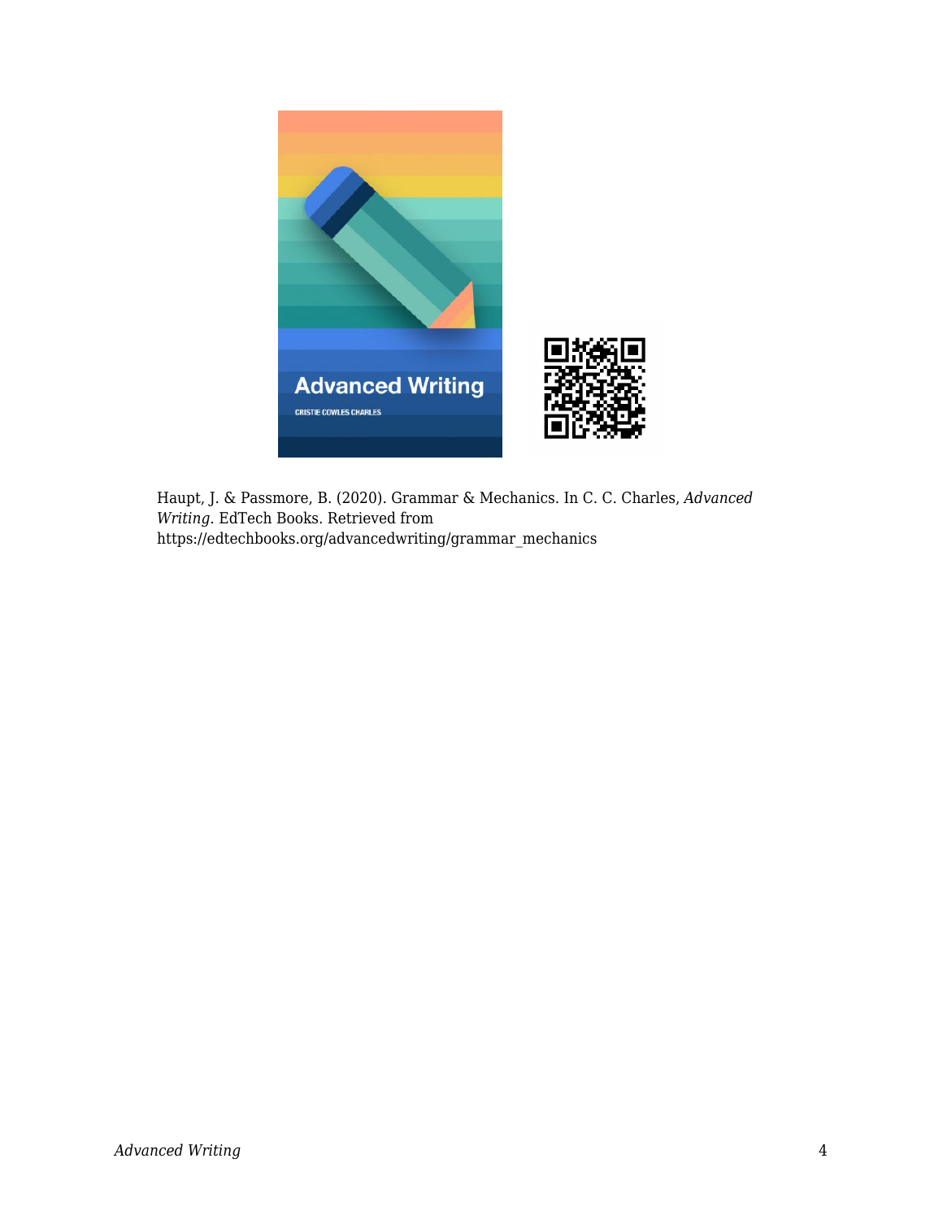Haupt, J. & Passmore, B. (2020). Grammar & Mechanics. In C. C. Charles, *Advanced Writing*. EdTech Books. Retrieved from https://edtechbooks.org/advancedwriting/grammar_mechanics